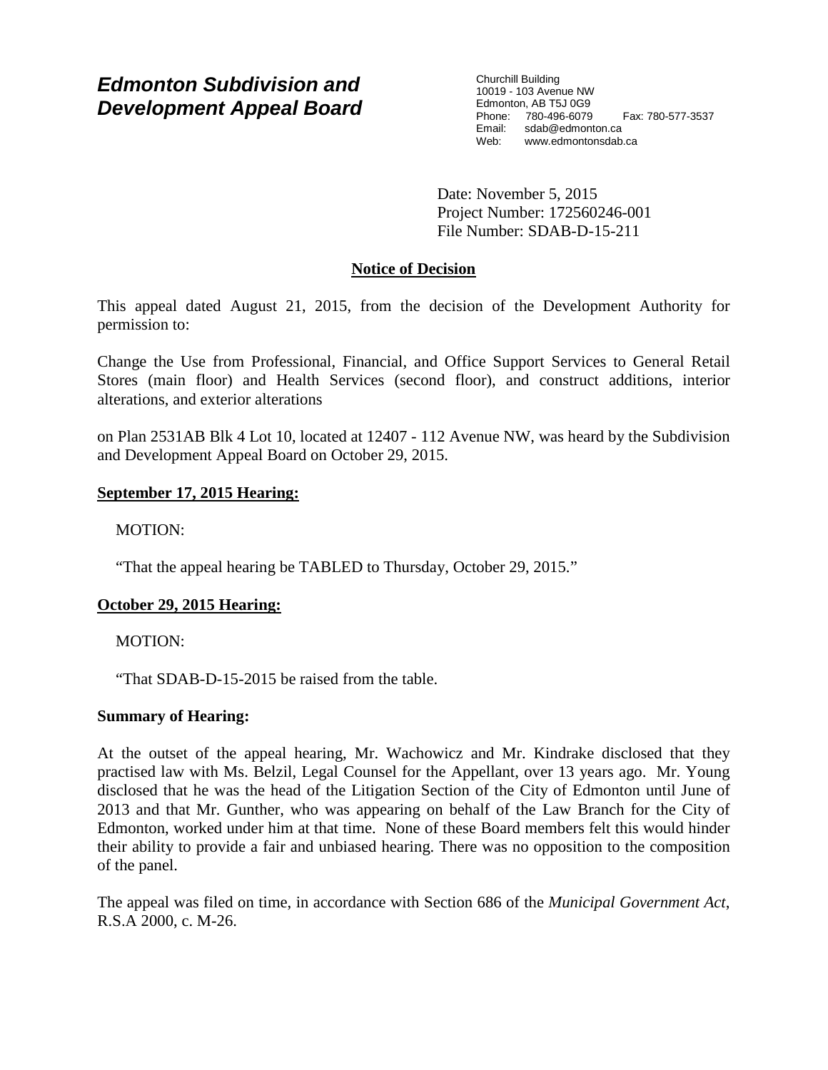# *Edmonton Subdivision and Development Appeal Board*

Churchill Building
10019 - 103 Avenue NW
Edmonton, AB T5J 0G9
Phone: 780-496-6079 Fax: 780-577-3537
Email: sdab@edmonton.ca
Web: www.edmontonsdab.ca

Date: November 5, 2015
Project Number: 172560246-001
File Number: SDAB-D-15-211

## Notice of Decision

This appeal dated August 21, 2015, from the decision of the Development Authority for permission to:

Change the Use from Professional, Financial, and Office Support Services to General Retail Stores (main floor) and Health Services (second floor), and construct additions, interior alterations, and exterior alterations

on Plan 2531AB Blk 4 Lot 10, located at 12407 - 112 Avenue NW, was heard by the Subdivision and Development Appeal Board on October 29, 2015.

### September 17, 2015 Hearing:

MOTION:

"That the appeal hearing be TABLED to Thursday, October 29, 2015."

### October 29, 2015 Hearing:

MOTION:

"That SDAB-D-15-2015 be raised from the table.

### Summary of Hearing:

At the outset of the appeal hearing, Mr. Wachowicz and Mr. Kindrake disclosed that they practised law with Ms. Belzil, Legal Counsel for the Appellant, over 13 years ago. Mr. Young disclosed that he was the head of the Litigation Section of the City of Edmonton until June of 2013 and that Mr. Gunther, who was appearing on behalf of the Law Branch for the City of Edmonton, worked under him at that time. None of these Board members felt this would hinder their ability to provide a fair and unbiased hearing. There was no opposition to the composition of the panel.

The appeal was filed on time, in accordance with Section 686 of the *Municipal Government Act*, R.S.A 2000, c. M-26.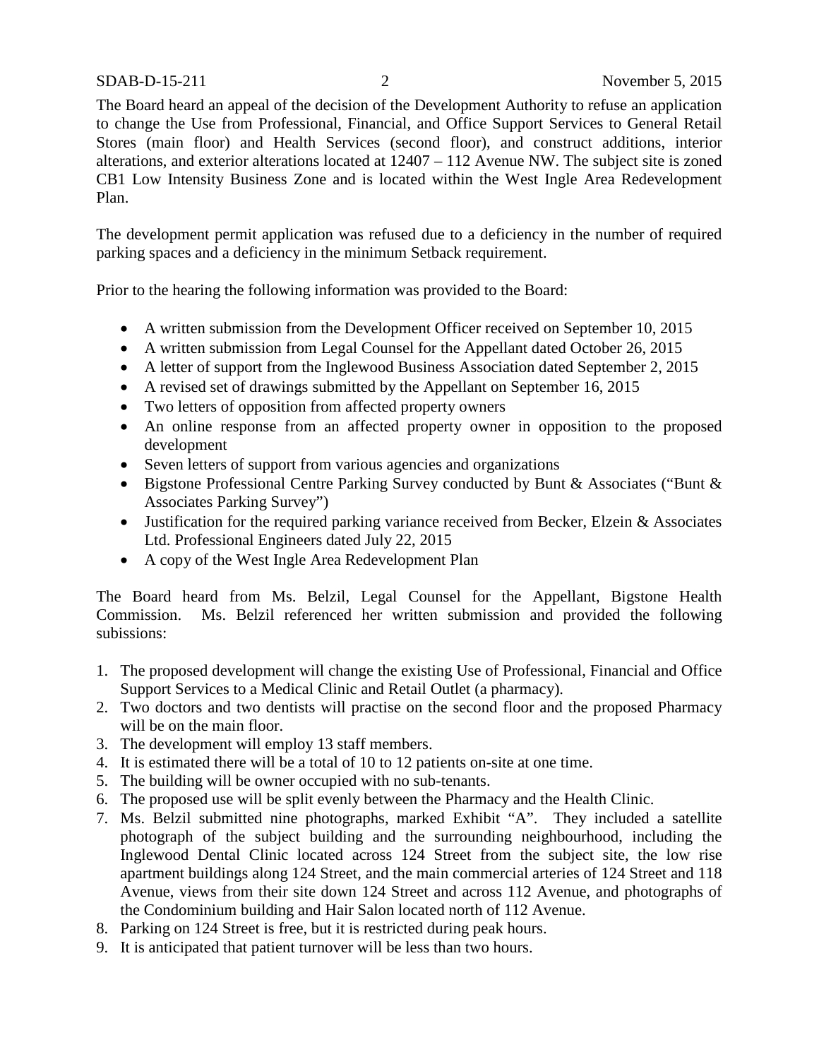The Board heard an appeal of the decision of the Development Authority to refuse an application to change the Use from Professional, Financial, and Office Support Services to General Retail Stores (main floor) and Health Services (second floor), and construct additions, interior alterations, and exterior alterations located at 12407 – 112 Avenue NW. The subject site is zoned CB1 Low Intensity Business Zone and is located within the West Ingle Area Redevelopment Plan.

The development permit application was refused due to a deficiency in the number of required parking spaces and a deficiency in the minimum Setback requirement.

Prior to the hearing the following information was provided to the Board:

- A written submission from the Development Officer received on September 10, 2015
- A written submission from Legal Counsel for the Appellant dated October 26, 2015
- A letter of support from the Inglewood Business Association dated September 2, 2015
- A revised set of drawings submitted by the Appellant on September 16, 2015
- Two letters of opposition from affected property owners
- An online response from an affected property owner in opposition to the proposed development
- Seven letters of support from various agencies and organizations
- Bigstone Professional Centre Parking Survey conducted by Bunt & Associates ("Bunt & Associates Parking Survey")
- Justification for the required parking variance received from Becker, Elzein & Associates Ltd. Professional Engineers dated July 22, 2015
- A copy of the West Ingle Area Redevelopment Plan

The Board heard from Ms. Belzil, Legal Counsel for the Appellant, Bigstone Health Commission. Ms. Belzil referenced her written submission and provided the following subissions:

1. The proposed development will change the existing Use of Professional, Financial and Office Support Services to a Medical Clinic and Retail Outlet (a pharmacy).
2. Two doctors and two dentists will practise on the second floor and the proposed Pharmacy will be on the main floor.
3. The development will employ 13 staff members.
4. It is estimated there will be a total of 10 to 12 patients on-site at one time.
5. The building will be owner occupied with no sub-tenants.
6. The proposed use will be split evenly between the Pharmacy and the Health Clinic.
7. Ms. Belzil submitted nine photographs, marked Exhibit "A". They included a satellite photograph of the subject building and the surrounding neighbourhood, including the Inglewood Dental Clinic located across 124 Street from the subject site, the low rise apartment buildings along 124 Street, and the main commercial arteries of 124 Street and 118 Avenue, views from their site down 124 Street and across 112 Avenue, and photographs of the Condominium building and Hair Salon located north of 112 Avenue.
8. Parking on 124 Street is free, but it is restricted during peak hours.
9. It is anticipated that patient turnover will be less than two hours.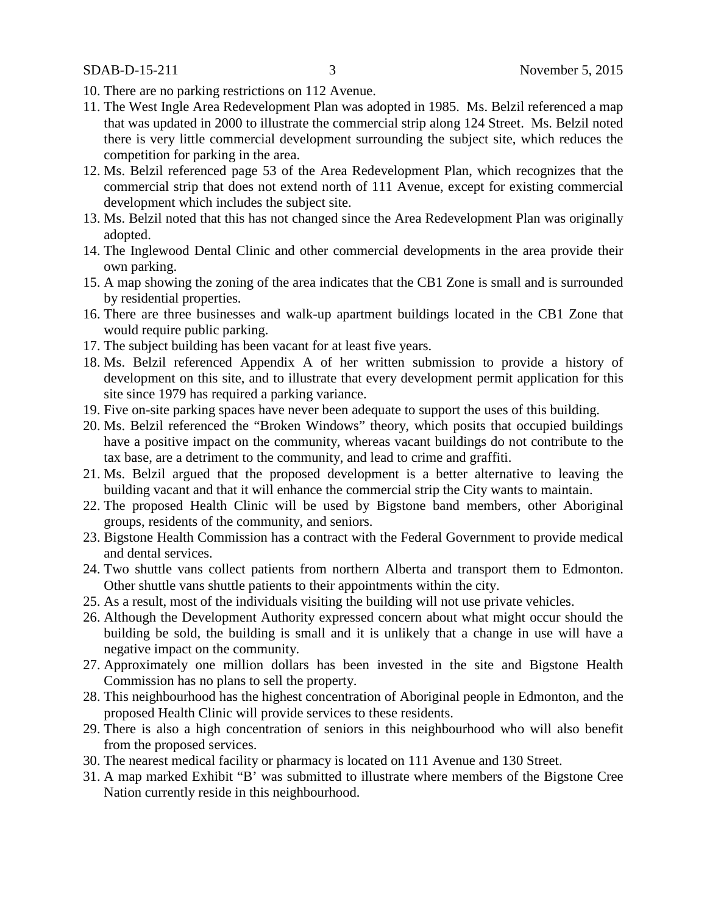10. There are no parking restrictions on 112 Avenue.
11. The West Ingle Area Redevelopment Plan was adopted in 1985. Ms. Belzil referenced a map that was updated in 2000 to illustrate the commercial strip along 124 Street. Ms. Belzil noted there is very little commercial development surrounding the subject site, which reduces the competition for parking in the area.
12. Ms. Belzil referenced page 53 of the Area Redevelopment Plan, which recognizes that the commercial strip that does not extend north of 111 Avenue, except for existing commercial development which includes the subject site.
13. Ms. Belzil noted that this has not changed since the Area Redevelopment Plan was originally adopted.
14. The Inglewood Dental Clinic and other commercial developments in the area provide their own parking.
15. A map showing the zoning of the area indicates that the CB1 Zone is small and is surrounded by residential properties.
16. There are three businesses and walk-up apartment buildings located in the CB1 Zone that would require public parking.
17. The subject building has been vacant for at least five years.
18. Ms. Belzil referenced Appendix A of her written submission to provide a history of development on this site, and to illustrate that every development permit application for this site since 1979 has required a parking variance.
19. Five on-site parking spaces have never been adequate to support the uses of this building.
20. Ms. Belzil referenced the "Broken Windows" theory, which posits that occupied buildings have a positive impact on the community, whereas vacant buildings do not contribute to the tax base, are a detriment to the community, and lead to crime and graffiti.
21. Ms. Belzil argued that the proposed development is a better alternative to leaving the building vacant and that it will enhance the commercial strip the City wants to maintain.
22. The proposed Health Clinic will be used by Bigstone band members, other Aboriginal groups, residents of the community, and seniors.
23. Bigstone Health Commission has a contract with the Federal Government to provide medical and dental services.
24. Two shuttle vans collect patients from northern Alberta and transport them to Edmonton. Other shuttle vans shuttle patients to their appointments within the city.
25. As a result, most of the individuals visiting the building will not use private vehicles.
26. Although the Development Authority expressed concern about what might occur should the building be sold, the building is small and it is unlikely that a change in use will have a negative impact on the community.
27. Approximately one million dollars has been invested in the site and Bigstone Health Commission has no plans to sell the property.
28. This neighbourhood has the highest concentration of Aboriginal people in Edmonton, and the proposed Health Clinic will provide services to these residents.
29. There is also a high concentration of seniors in this neighbourhood who will also benefit from the proposed services.
30. The nearest medical facility or pharmacy is located on 111 Avenue and 130 Street.
31. A map marked Exhibit "B' was submitted to illustrate where members of the Bigstone Cree Nation currently reside in this neighbourhood.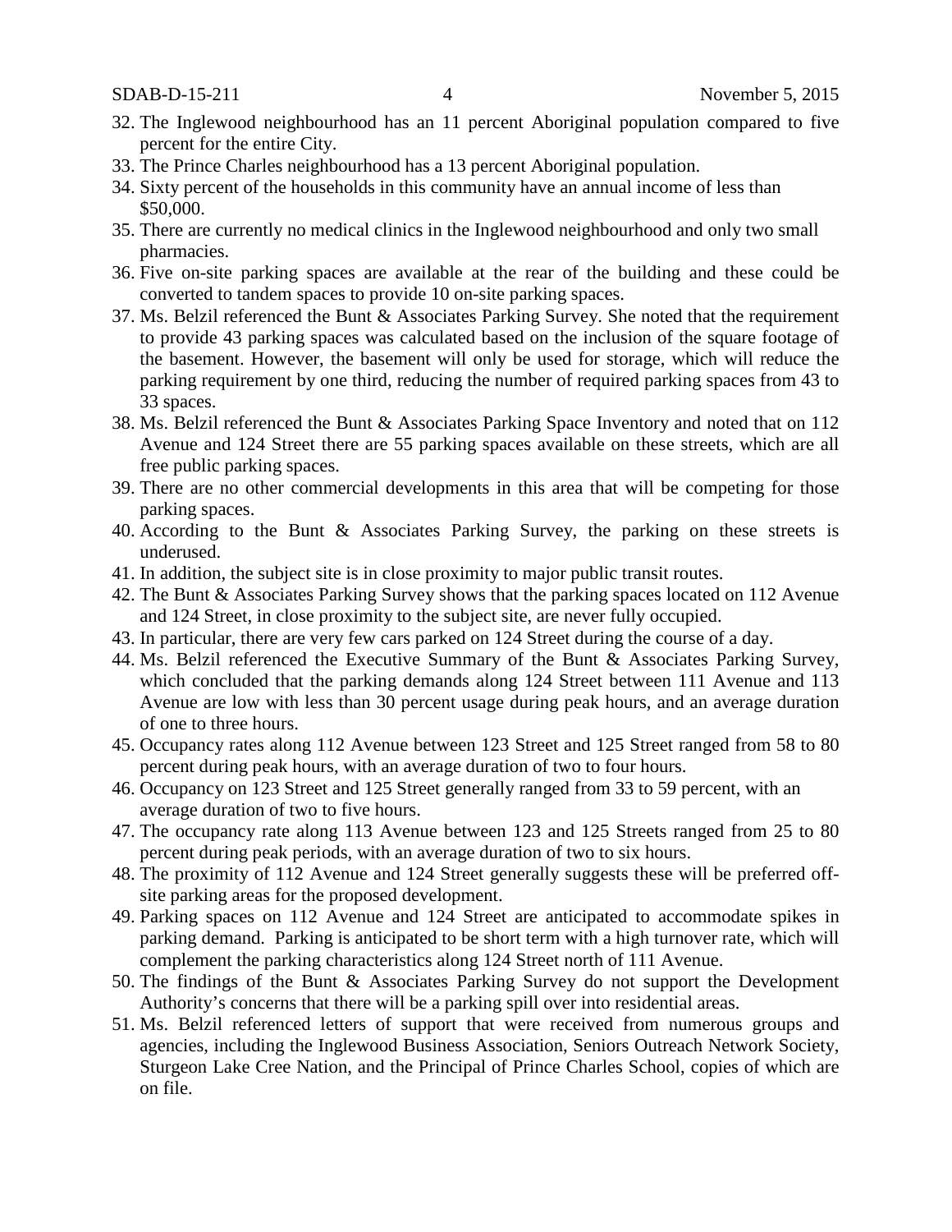32. The Inglewood neighbourhood has an 11 percent Aboriginal population compared to five percent for the entire City.
33. The Prince Charles neighbourhood has a 13 percent Aboriginal population.
34. Sixty percent of the households in this community have an annual income of less than $50,000.
35. There are currently no medical clinics in the Inglewood neighbourhood and only two small pharmacies.
36. Five on-site parking spaces are available at the rear of the building and these could be converted to tandem spaces to provide 10 on-site parking spaces.
37. Ms. Belzil referenced the Bunt & Associates Parking Survey. She noted that the requirement to provide 43 parking spaces was calculated based on the inclusion of the square footage of the basement. However, the basement will only be used for storage, which will reduce the parking requirement by one third, reducing the number of required parking spaces from 43 to 33 spaces.
38. Ms. Belzil referenced the Bunt & Associates Parking Space Inventory and noted that on 112 Avenue and 124 Street there are 55 parking spaces available on these streets, which are all free public parking spaces.
39. There are no other commercial developments in this area that will be competing for those parking spaces.
40. According to the Bunt & Associates Parking Survey, the parking on these streets is underused.
41. In addition, the subject site is in close proximity to major public transit routes.
42. The Bunt & Associates Parking Survey shows that the parking spaces located on 112 Avenue and 124 Street, in close proximity to the subject site, are never fully occupied.
43. In particular, there are very few cars parked on 124 Street during the course of a day.
44. Ms. Belzil referenced the Executive Summary of the Bunt & Associates Parking Survey, which concluded that the parking demands along 124 Street between 111 Avenue and 113 Avenue are low with less than 30 percent usage during peak hours, and an average duration of one to three hours.
45. Occupancy rates along 112 Avenue between 123 Street and 125 Street ranged from 58 to 80 percent during peak hours, with an average duration of two to four hours.
46. Occupancy on 123 Street and 125 Street generally ranged from 33 to 59 percent, with an average duration of two to five hours.
47. The occupancy rate along 113 Avenue between 123 and 125 Streets ranged from 25 to 80 percent during peak periods, with an average duration of two to six hours.
48. The proximity of 112 Avenue and 124 Street generally suggests these will be preferred off-site parking areas for the proposed development.
49. Parking spaces on 112 Avenue and 124 Street are anticipated to accommodate spikes in parking demand. Parking is anticipated to be short term with a high turnover rate, which will complement the parking characteristics along 124 Street north of 111 Avenue.
50. The findings of the Bunt & Associates Parking Survey do not support the Development Authority's concerns that there will be a parking spill over into residential areas.
51. Ms. Belzil referenced letters of support that were received from numerous groups and agencies, including the Inglewood Business Association, Seniors Outreach Network Society, Sturgeon Lake Cree Nation, and the Principal of Prince Charles School, copies of which are on file.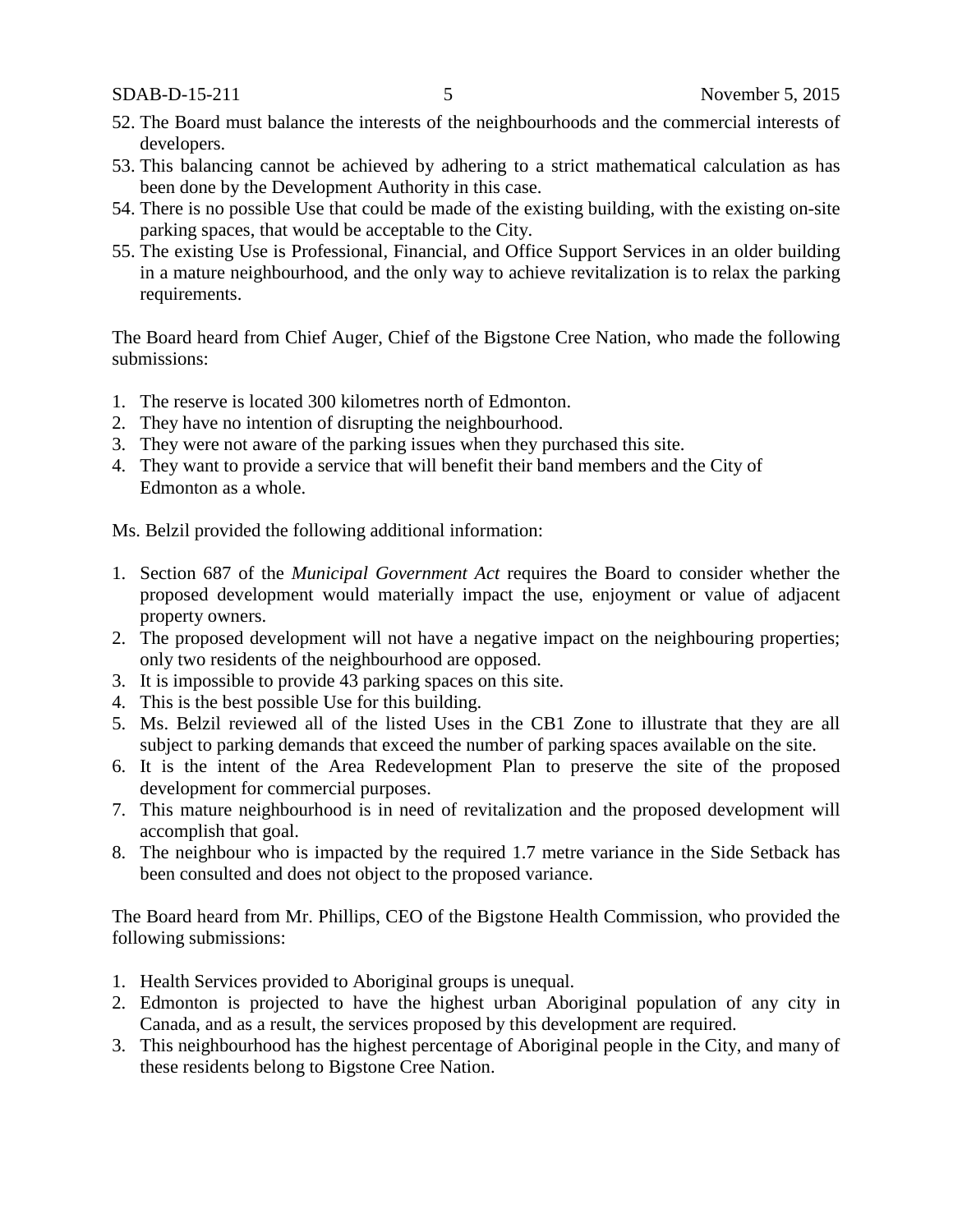52. The Board must balance the interests of the neighbourhoods and the commercial interests of developers.
53. This balancing cannot be achieved by adhering to a strict mathematical calculation as has been done by the Development Authority in this case.
54. There is no possible Use that could be made of the existing building, with the existing on-site parking spaces, that would be acceptable to the City.
55. The existing Use is Professional, Financial, and Office Support Services in an older building in a mature neighbourhood, and the only way to achieve revitalization is to relax the parking requirements.

The Board heard from Chief Auger, Chief of the Bigstone Cree Nation, who made the following submissions:

1. The reserve is located 300 kilometres north of Edmonton.
2. They have no intention of disrupting the neighbourhood.
3. They were not aware of the parking issues when they purchased this site.
4. They want to provide a service that will benefit their band members and the City of Edmonton as a whole.

Ms. Belzil provided the following additional information:

1. Section 687 of the *Municipal Government Act* requires the Board to consider whether the proposed development would materially impact the use, enjoyment or value of adjacent property owners.
2. The proposed development will not have a negative impact on the neighbouring properties; only two residents of the neighbourhood are opposed.
3. It is impossible to provide 43 parking spaces on this site.
4. This is the best possible Use for this building.
5. Ms. Belzil reviewed all of the listed Uses in the CB1 Zone to illustrate that they are all subject to parking demands that exceed the number of parking spaces available on the site.
6. It is the intent of the Area Redevelopment Plan to preserve the site of the proposed development for commercial purposes.
7. This mature neighbourhood is in need of revitalization and the proposed development will accomplish that goal.
8. The neighbour who is impacted by the required 1.7 metre variance in the Side Setback has been consulted and does not object to the proposed variance.

The Board heard from Mr. Phillips, CEO of the Bigstone Health Commission, who provided the following submissions:

1. Health Services provided to Aboriginal groups is unequal.
2. Edmonton is projected to have the highest urban Aboriginal population of any city in Canada, and as a result, the services proposed by this development are required.
3. This neighbourhood has the highest percentage of Aboriginal people in the City, and many of these residents belong to Bigstone Cree Nation.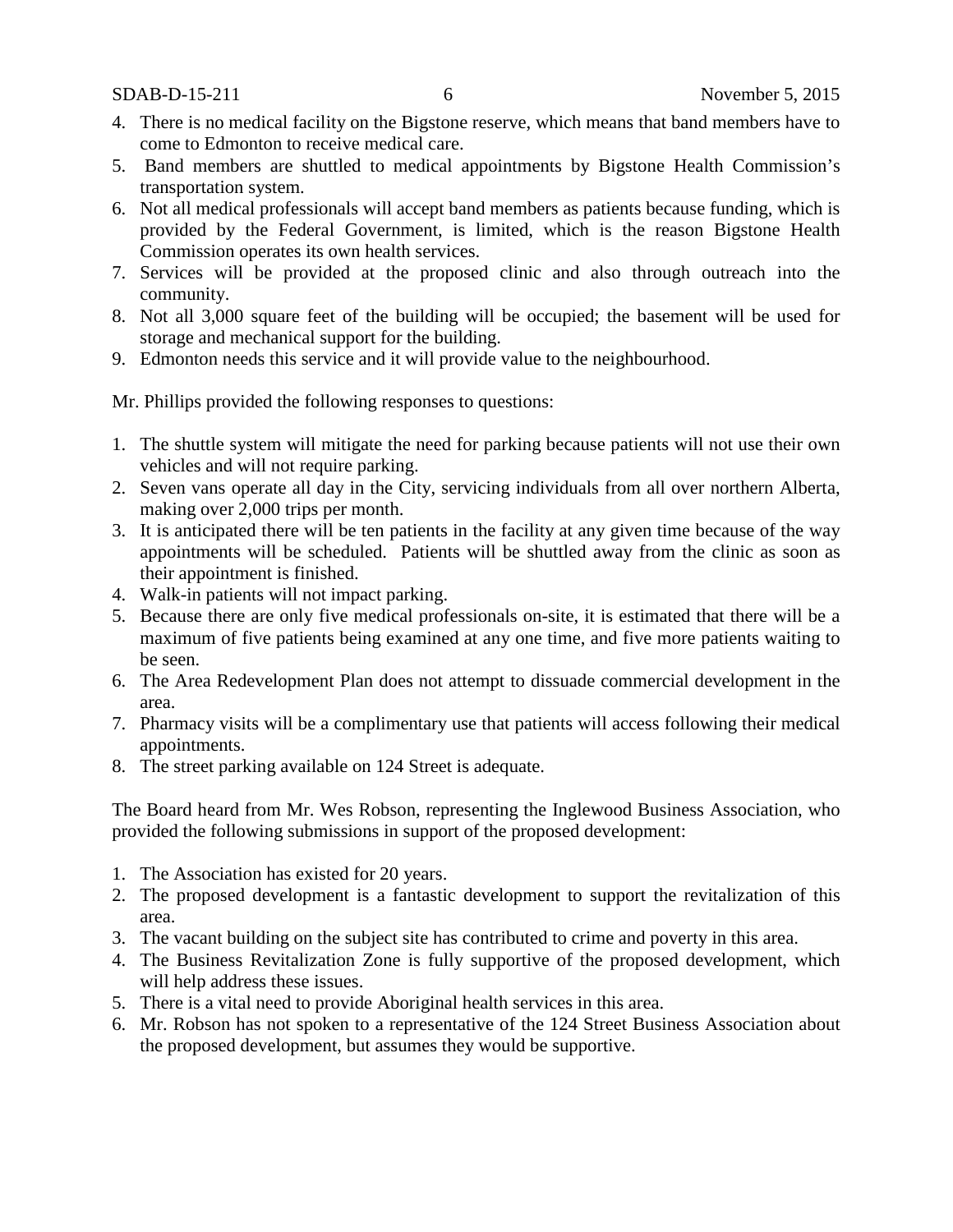4. There is no medical facility on the Bigstone reserve, which means that band members have to come to Edmonton to receive medical care.
5. Band members are shuttled to medical appointments by Bigstone Health Commission's transportation system.
6. Not all medical professionals will accept band members as patients because funding, which is provided by the Federal Government, is limited, which is the reason Bigstone Health Commission operates its own health services.
7. Services will be provided at the proposed clinic and also through outreach into the community.
8. Not all 3,000 square feet of the building will be occupied; the basement will be used for storage and mechanical support for the building.
9. Edmonton needs this service and it will provide value to the neighbourhood.

Mr. Phillips provided the following responses to questions:

1. The shuttle system will mitigate the need for parking because patients will not use their own vehicles and will not require parking.
2. Seven vans operate all day in the City, servicing individuals from all over northern Alberta, making over 2,000 trips per month.
3. It is anticipated there will be ten patients in the facility at any given time because of the way appointments will be scheduled. Patients will be shuttled away from the clinic as soon as their appointment is finished.
4. Walk-in patients will not impact parking.
5. Because there are only five medical professionals on-site, it is estimated that there will be a maximum of five patients being examined at any one time, and five more patients waiting to be seen.
6. The Area Redevelopment Plan does not attempt to dissuade commercial development in the area.
7. Pharmacy visits will be a complimentary use that patients will access following their medical appointments.
8. The street parking available on 124 Street is adequate.

The Board heard from Mr. Wes Robson, representing the Inglewood Business Association, who provided the following submissions in support of the proposed development:

1. The Association has existed for 20 years.
2. The proposed development is a fantastic development to support the revitalization of this area.
3. The vacant building on the subject site has contributed to crime and poverty in this area.
4. The Business Revitalization Zone is fully supportive of the proposed development, which will help address these issues.
5. There is a vital need to provide Aboriginal health services in this area.
6. Mr. Robson has not spoken to a representative of the 124 Street Business Association about the proposed development, but assumes they would be supportive.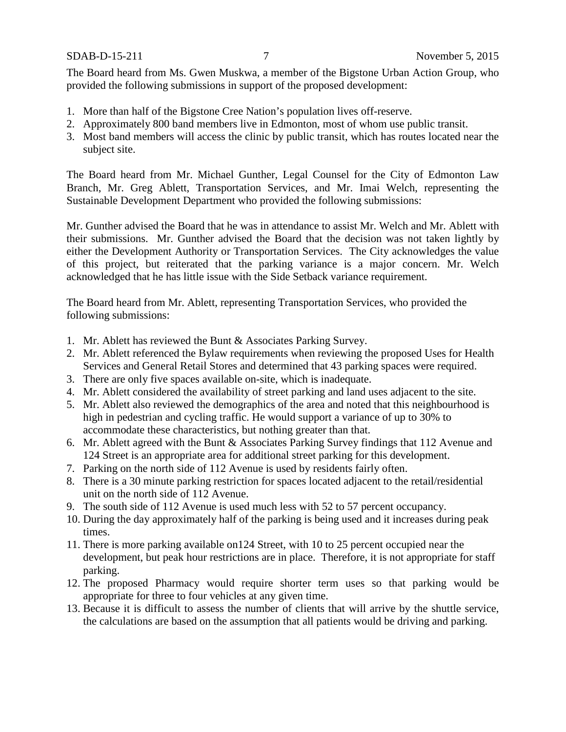The Board heard from Ms. Gwen Muskwa, a member of the Bigstone Urban Action Group, who provided the following submissions in support of the proposed development:

1. More than half of the Bigstone Cree Nation's population lives off-reserve.
2. Approximately 800 band members live in Edmonton, most of whom use public transit.
3. Most band members will access the clinic by public transit, which has routes located near the subject site.

The Board heard from Mr. Michael Gunther, Legal Counsel for the City of Edmonton Law Branch, Mr. Greg Ablett, Transportation Services, and Mr. Imai Welch, representing the Sustainable Development Department who provided the following submissions:

Mr. Gunther advised the Board that he was in attendance to assist Mr. Welch and Mr. Ablett with their submissions. Mr. Gunther advised the Board that the decision was not taken lightly by either the Development Authority or Transportation Services. The City acknowledges the value of this project, but reiterated that the parking variance is a major concern. Mr. Welch acknowledged that he has little issue with the Side Setback variance requirement.

The Board heard from Mr. Ablett, representing Transportation Services, who provided the following submissions:

1. Mr. Ablett has reviewed the Bunt & Associates Parking Survey.
2. Mr. Ablett referenced the Bylaw requirements when reviewing the proposed Uses for Health Services and General Retail Stores and determined that 43 parking spaces were required.
3. There are only five spaces available on-site, which is inadequate.
4. Mr. Ablett considered the availability of street parking and land uses adjacent to the site.
5. Mr. Ablett also reviewed the demographics of the area and noted that this neighbourhood is high in pedestrian and cycling traffic. He would support a variance of up to 30% to accommodate these characteristics, but nothing greater than that.
6. Mr. Ablett agreed with the Bunt & Associates Parking Survey findings that 112 Avenue and 124 Street is an appropriate area for additional street parking for this development.
7. Parking on the north side of 112 Avenue is used by residents fairly often.
8. There is a 30 minute parking restriction for spaces located adjacent to the retail/residential unit on the north side of 112 Avenue.
9. The south side of 112 Avenue is used much less with 52 to 57 percent occupancy.
10. During the day approximately half of the parking is being used and it increases during peak times.
11. There is more parking available on124 Street, with 10 to 25 percent occupied near the development, but peak hour restrictions are in place. Therefore, it is not appropriate for staff parking.
12. The proposed Pharmacy would require shorter term uses so that parking would be appropriate for three to four vehicles at any given time.
13. Because it is difficult to assess the number of clients that will arrive by the shuttle service, the calculations are based on the assumption that all patients would be driving and parking.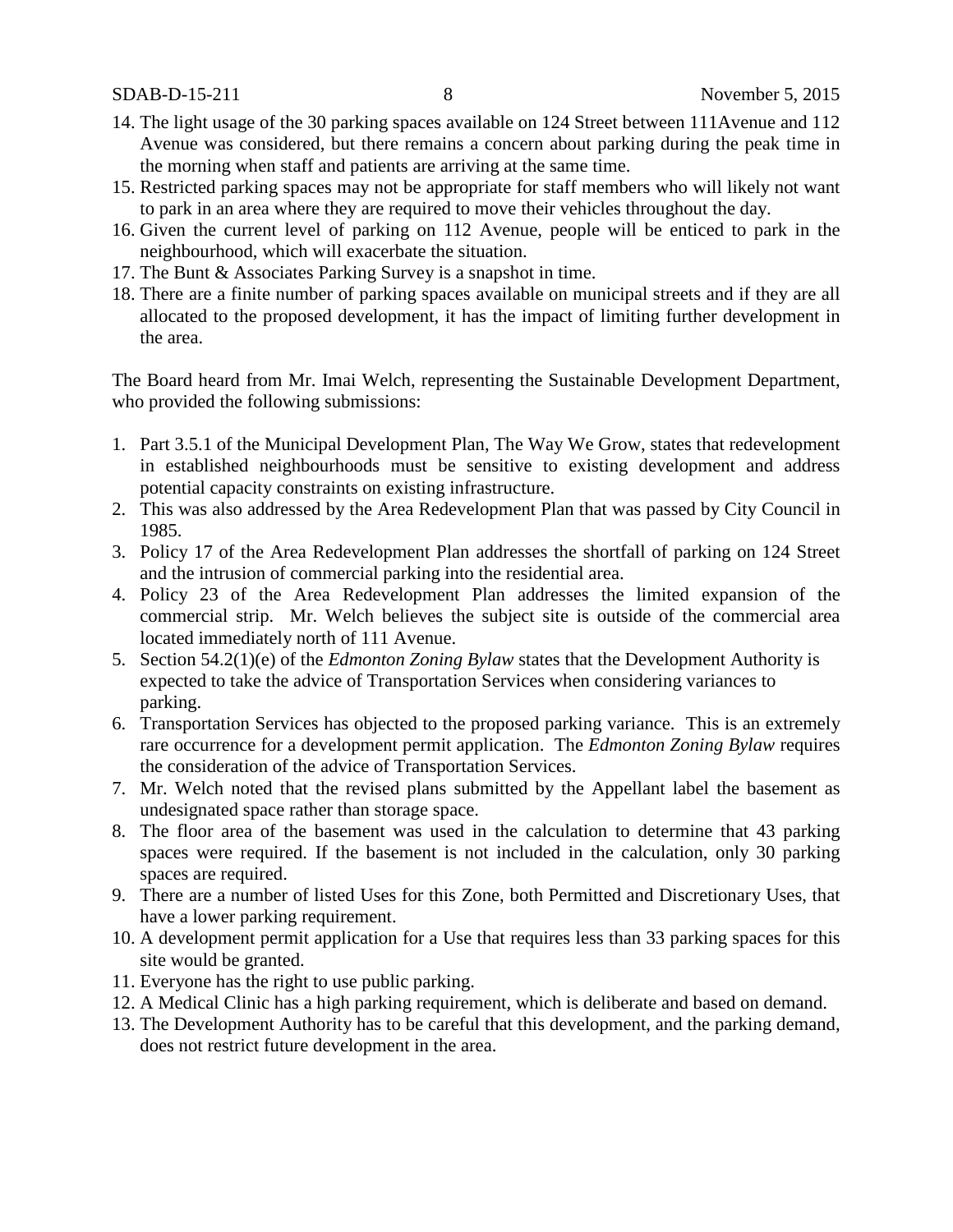14. The light usage of the 30 parking spaces available on 124 Street between 111Avenue and 112 Avenue was considered, but there remains a concern about parking during the peak time in the morning when staff and patients are arriving at the same time.
15. Restricted parking spaces may not be appropriate for staff members who will likely not want to park in an area where they are required to move their vehicles throughout the day.
16. Given the current level of parking on 112 Avenue, people will be enticed to park in the neighbourhood, which will exacerbate the situation.
17. The Bunt & Associates Parking Survey is a snapshot in time.
18. There are a finite number of parking spaces available on municipal streets and if they are all allocated to the proposed development, it has the impact of limiting further development in the area.

The Board heard from Mr. Imai Welch, representing the Sustainable Development Department, who provided the following submissions:

1. Part 3.5.1 of the Municipal Development Plan, The Way We Grow, states that redevelopment in established neighbourhoods must be sensitive to existing development and address potential capacity constraints on existing infrastructure.
2. This was also addressed by the Area Redevelopment Plan that was passed by City Council in 1985.
3. Policy 17 of the Area Redevelopment Plan addresses the shortfall of parking on 124 Street and the intrusion of commercial parking into the residential area.
4. Policy 23 of the Area Redevelopment Plan addresses the limited expansion of the commercial strip. Mr. Welch believes the subject site is outside of the commercial area located immediately north of 111 Avenue.
5. Section 54.2(1)(e) of the *Edmonton Zoning Bylaw* states that the Development Authority is expected to take the advice of Transportation Services when considering variances to parking.
6. Transportation Services has objected to the proposed parking variance. This is an extremely rare occurrence for a development permit application. The *Edmonton Zoning Bylaw* requires the consideration of the advice of Transportation Services.
7. Mr. Welch noted that the revised plans submitted by the Appellant label the basement as undesignated space rather than storage space.
8. The floor area of the basement was used in the calculation to determine that 43 parking spaces were required. If the basement is not included in the calculation, only 30 parking spaces are required.
9. There are a number of listed Uses for this Zone, both Permitted and Discretionary Uses, that have a lower parking requirement.
10. A development permit application for a Use that requires less than 33 parking spaces for this site would be granted.
11. Everyone has the right to use public parking.
12. A Medical Clinic has a high parking requirement, which is deliberate and based on demand.
13. The Development Authority has to be careful that this development, and the parking demand, does not restrict future development in the area.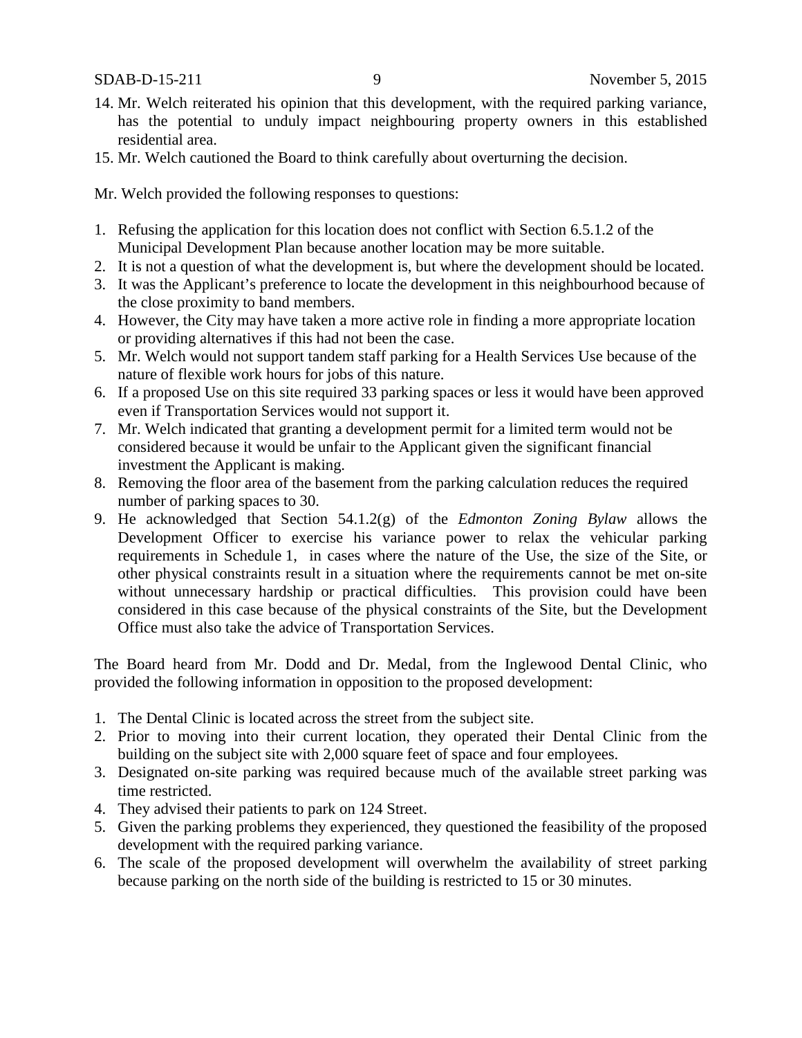14. Mr. Welch reiterated his opinion that this development, with the required parking variance, has the potential to unduly impact neighbouring property owners in this established residential area.
15. Mr. Welch cautioned the Board to think carefully about overturning the decision.

Mr. Welch provided the following responses to questions:

1. Refusing the application for this location does not conflict with Section 6.5.1.2 of the Municipal Development Plan because another location may be more suitable.
2. It is not a question of what the development is, but where the development should be located.
3. It was the Applicant's preference to locate the development in this neighbourhood because of the close proximity to band members.
4. However, the City may have taken a more active role in finding a more appropriate location or providing alternatives if this had not been the case.
5. Mr. Welch would not support tandem staff parking for a Health Services Use because of the nature of flexible work hours for jobs of this nature.
6. If a proposed Use on this site required 33 parking spaces or less it would have been approved even if Transportation Services would not support it.
7. Mr. Welch indicated that granting a development permit for a limited term would not be considered because it would be unfair to the Applicant given the significant financial investment the Applicant is making.
8. Removing the floor area of the basement from the parking calculation reduces the required number of parking spaces to 30.
9. He acknowledged that Section 54.1.2(g) of the *Edmonton Zoning Bylaw* allows the Development Officer to exercise his variance power to relax the vehicular parking requirements in Schedule 1, in cases where the nature of the Use, the size of the Site, or other physical constraints result in a situation where the requirements cannot be met on-site without unnecessary hardship or practical difficulties. This provision could have been considered in this case because of the physical constraints of the Site, but the Development Office must also take the advice of Transportation Services.

The Board heard from Mr. Dodd and Dr. Medal, from the Inglewood Dental Clinic, who provided the following information in opposition to the proposed development:

1. The Dental Clinic is located across the street from the subject site.
2. Prior to moving into their current location, they operated their Dental Clinic from the building on the subject site with 2,000 square feet of space and four employees.
3. Designated on-site parking was required because much of the available street parking was time restricted.
4. They advised their patients to park on 124 Street.
5. Given the parking problems they experienced, they questioned the feasibility of the proposed development with the required parking variance.
6. The scale of the proposed development will overwhelm the availability of street parking because parking on the north side of the building is restricted to 15 or 30 minutes.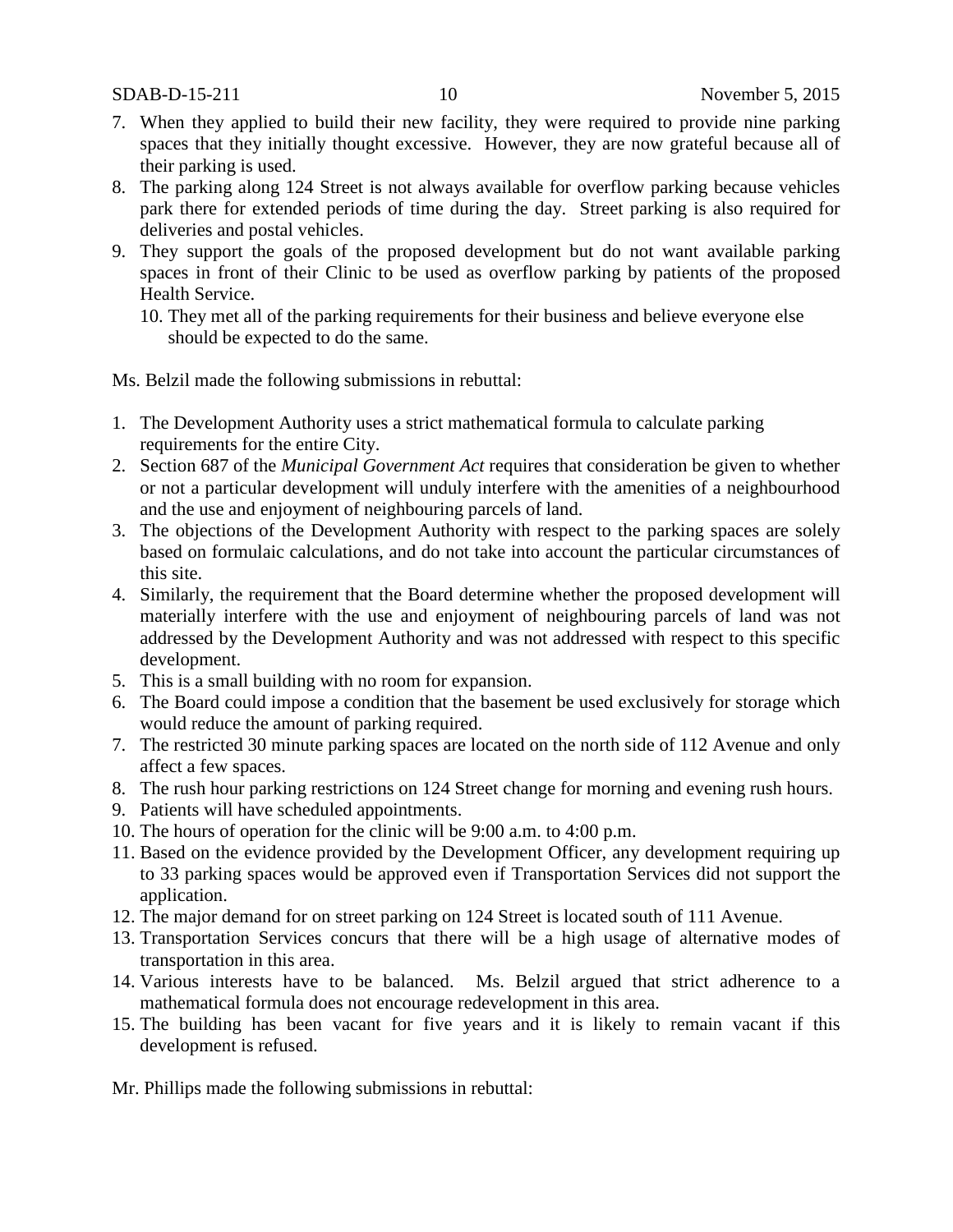7. When they applied to build their new facility, they were required to provide nine parking spaces that they initially thought excessive. However, they are now grateful because all of their parking is used.
8. The parking along 124 Street is not always available for overflow parking because vehicles park there for extended periods of time during the day. Street parking is also required for deliveries and postal vehicles.
9. They support the goals of the proposed development but do not want available parking spaces in front of their Clinic to be used as overflow parking by patients of the proposed Health Service.
10. They met all of the parking requirements for their business and believe everyone else should be expected to do the same.

Ms. Belzil made the following submissions in rebuttal:

1. The Development Authority uses a strict mathematical formula to calculate parking requirements for the entire City.
2. Section 687 of the *Municipal Government Act* requires that consideration be given to whether or not a particular development will unduly interfere with the amenities of a neighbourhood and the use and enjoyment of neighbouring parcels of land.
3. The objections of the Development Authority with respect to the parking spaces are solely based on formulaic calculations, and do not take into account the particular circumstances of this site.
4. Similarly, the requirement that the Board determine whether the proposed development will materially interfere with the use and enjoyment of neighbouring parcels of land was not addressed by the Development Authority and was not addressed with respect to this specific development.
5. This is a small building with no room for expansion.
6. The Board could impose a condition that the basement be used exclusively for storage which would reduce the amount of parking required.
7. The restricted 30 minute parking spaces are located on the north side of 112 Avenue and only affect a few spaces.
8. The rush hour parking restrictions on 124 Street change for morning and evening rush hours.
9. Patients will have scheduled appointments.
10. The hours of operation for the clinic will be 9:00 a.m. to 4:00 p.m.
11. Based on the evidence provided by the Development Officer, any development requiring up to 33 parking spaces would be approved even if Transportation Services did not support the application.
12. The major demand for on street parking on 124 Street is located south of 111 Avenue.
13. Transportation Services concurs that there will be a high usage of alternative modes of transportation in this area.
14. Various interests have to be balanced. Ms. Belzil argued that strict adherence to a mathematical formula does not encourage redevelopment in this area.
15. The building has been vacant for five years and it is likely to remain vacant if this development is refused.

Mr. Phillips made the following submissions in rebuttal: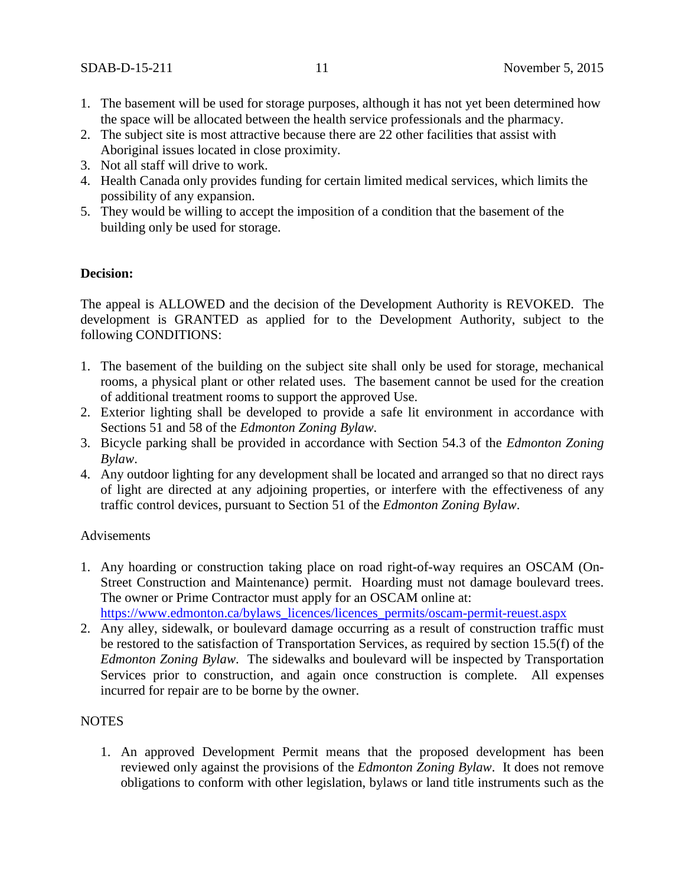1. The basement will be used for storage purposes, although it has not yet been determined how the space will be allocated between the health service professionals and the pharmacy.
2. The subject site is most attractive because there are 22 other facilities that assist with Aboriginal issues located in close proximity.
3. Not all staff will drive to work.
4. Health Canada only provides funding for certain limited medical services, which limits the possibility of any expansion.
5. They would be willing to accept the imposition of a condition that the basement of the building only be used for storage.

**Decision:**

The appeal is ALLOWED and the decision of the Development Authority is REVOKED. The development is GRANTED as applied for to the Development Authority, subject to the following CONDITIONS:

1. The basement of the building on the subject site shall only be used for storage, mechanical rooms, a physical plant or other related uses. The basement cannot be used for the creation of additional treatment rooms to support the approved Use.
2. Exterior lighting shall be developed to provide a safe lit environment in accordance with Sections 51 and 58 of the *Edmonton Zoning Bylaw*.
3. Bicycle parking shall be provided in accordance with Section 54.3 of the *Edmonton Zoning Bylaw*.
4. Any outdoor lighting for any development shall be located and arranged so that no direct rays of light are directed at any adjoining properties, or interfere with the effectiveness of any traffic control devices, pursuant to Section 51 of the *Edmonton Zoning Bylaw*.

Advisements

1. Any hoarding or construction taking place on road right-of-way requires an OSCAM (On-Street Construction and Maintenance) permit. Hoarding must not damage boulevard trees. The owner or Prime Contractor must apply for an OSCAM online at: https://www.edmonton.ca/bylaws_licences/licences_permits/oscam-permit-reuest.aspx
2. Any alley, sidewalk, or boulevard damage occurring as a result of construction traffic must be restored to the satisfaction of Transportation Services, as required by section 15.5(f) of the *Edmonton Zoning Bylaw*. The sidewalks and boulevard will be inspected by Transportation Services prior to construction, and again once construction is complete. All expenses incurred for repair are to be borne by the owner.

NOTES

1. An approved Development Permit means that the proposed development has been reviewed only against the provisions of the *Edmonton Zoning Bylaw*. It does not remove obligations to conform with other legislation, bylaws or land title instruments such as the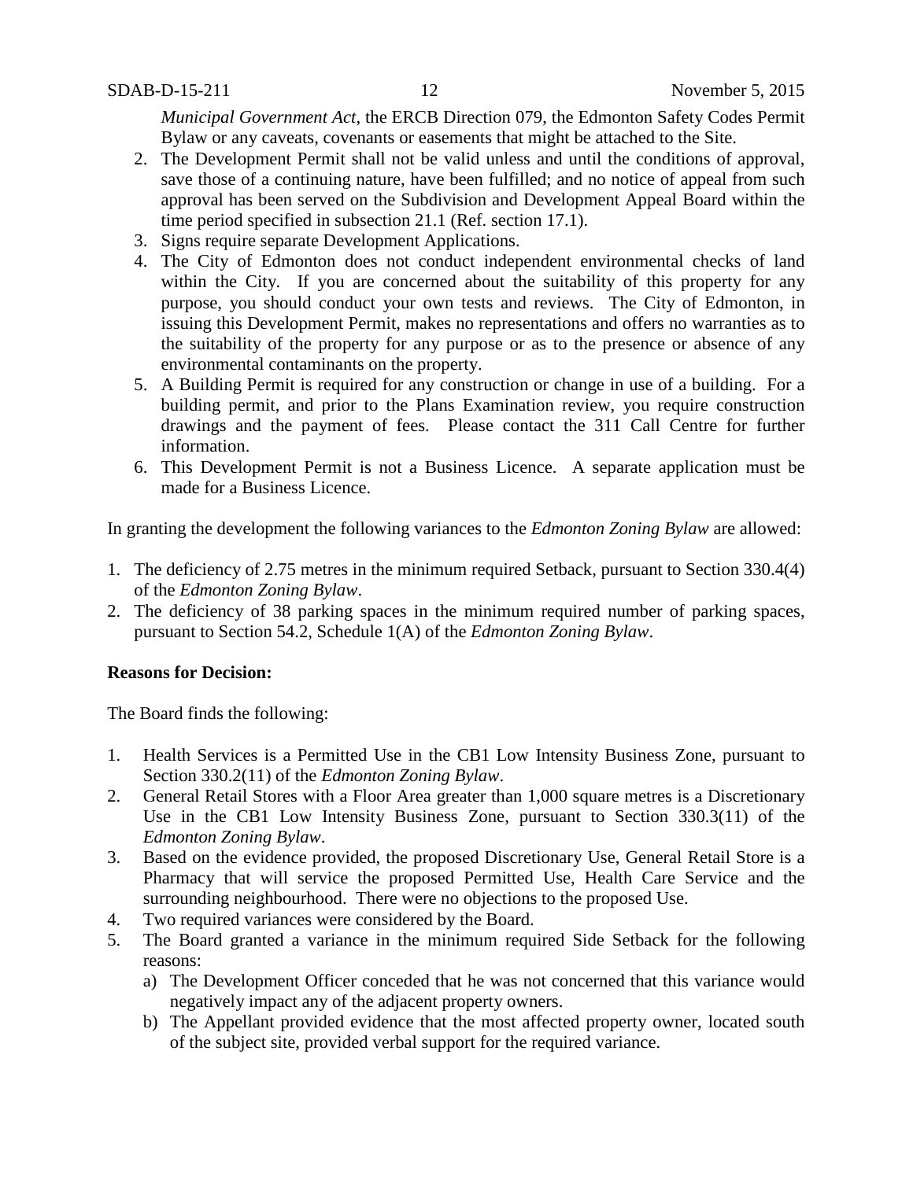*Municipal Government Act*, the ERCB Direction 079, the Edmonton Safety Codes Permit Bylaw or any caveats, covenants or easements that might be attached to the Site.

2. The Development Permit shall not be valid unless and until the conditions of approval, save those of a continuing nature, have been fulfilled; and no notice of appeal from such approval has been served on the Subdivision and Development Appeal Board within the time period specified in subsection 21.1 (Ref. section 17.1).
3. Signs require separate Development Applications.
4. The City of Edmonton does not conduct independent environmental checks of land within the City. If you are concerned about the suitability of this property for any purpose, you should conduct your own tests and reviews. The City of Edmonton, in issuing this Development Permit, makes no representations and offers no warranties as to the suitability of the property for any purpose or as to the presence or absence of any environmental contaminants on the property.
5. A Building Permit is required for any construction or change in use of a building. For a building permit, and prior to the Plans Examination review, you require construction drawings and the payment of fees. Please contact the 311 Call Centre for further information.
6. This Development Permit is not a Business Licence. A separate application must be made for a Business Licence.

In granting the development the following variances to the *Edmonton Zoning Bylaw* are allowed:

1. The deficiency of 2.75 metres in the minimum required Setback, pursuant to Section 330.4(4) of the *Edmonton Zoning Bylaw*.
2. The deficiency of 38 parking spaces in the minimum required number of parking spaces, pursuant to Section 54.2, Schedule 1(A) of the *Edmonton Zoning Bylaw*.

**Reasons for Decision:**

The Board finds the following:

1. Health Services is a Permitted Use in the CB1 Low Intensity Business Zone, pursuant to Section 330.2(11) of the *Edmonton Zoning Bylaw*.
2. General Retail Stores with a Floor Area greater than 1,000 square metres is a Discretionary Use in the CB1 Low Intensity Business Zone, pursuant to Section 330.3(11) of the *Edmonton Zoning Bylaw*.
3. Based on the evidence provided, the proposed Discretionary Use, General Retail Store is a Pharmacy that will service the proposed Permitted Use, Health Care Service and the surrounding neighbourhood. There were no objections to the proposed Use.
4. Two required variances were considered by the Board.
5. The Board granted a variance in the minimum required Side Setback for the following reasons:
   a) The Development Officer conceded that he was not concerned that this variance would negatively impact any of the adjacent property owners.
   b) The Appellant provided evidence that the most affected property owner, located south of the subject site, provided verbal support for the required variance.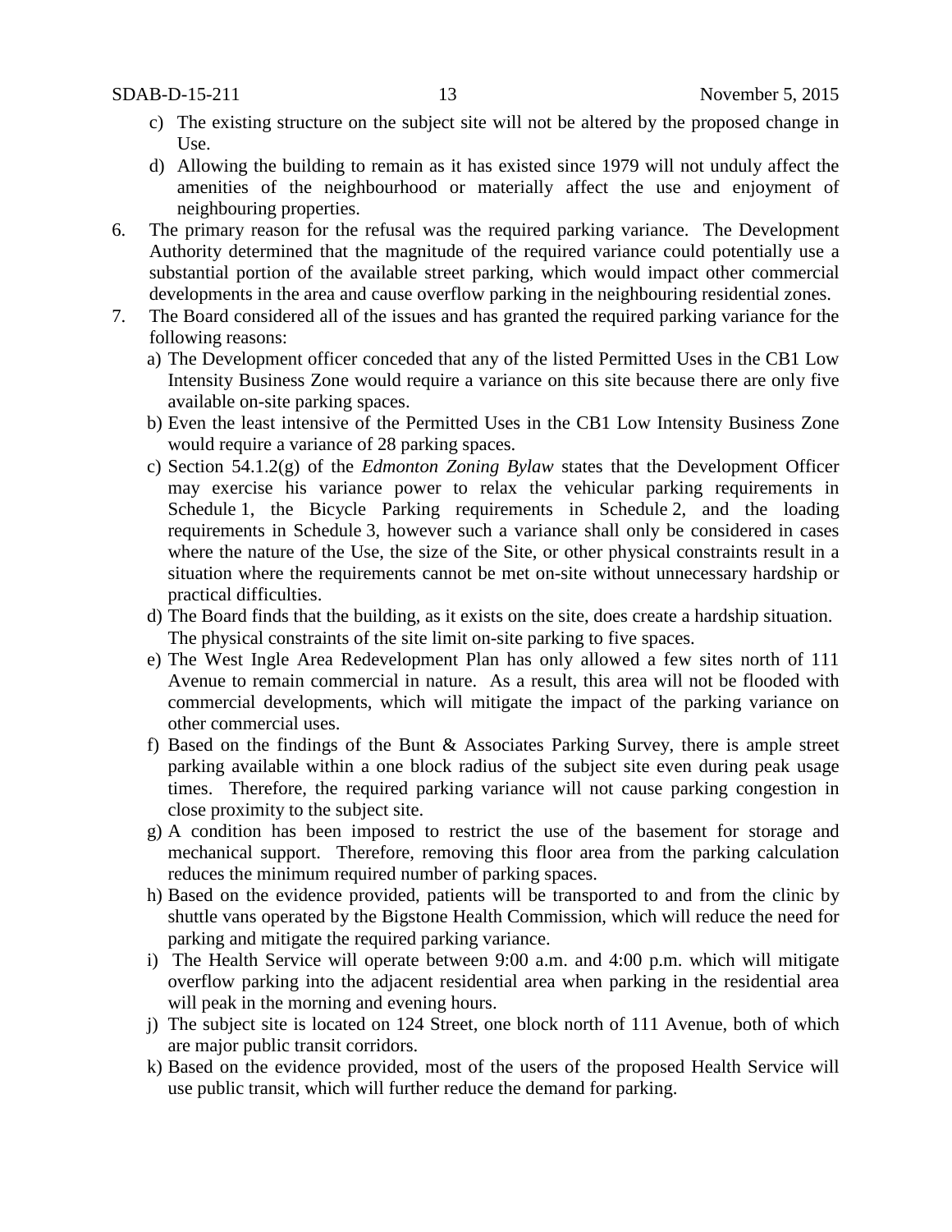c) The existing structure on the subject site will not be altered by the proposed change in Use.

d) Allowing the building to remain as it has existed since 1979 will not unduly affect the amenities of the neighbourhood or materially affect the use and enjoyment of neighbouring properties.

6. The primary reason for the refusal was the required parking variance. The Development Authority determined that the magnitude of the required variance could potentially use a substantial portion of the available street parking, which would impact other commercial developments in the area and cause overflow parking in the neighbouring residential zones.

7. The Board considered all of the issues and has granted the required parking variance for the following reasons:

   a) The Development officer conceded that any of the listed Permitted Uses in the CB1 Low Intensity Business Zone would require a variance on this site because there are only five available on-site parking spaces.

   b) Even the least intensive of the Permitted Uses in the CB1 Low Intensity Business Zone would require a variance of 28 parking spaces.

   c) Section 54.1.2(g) of the *Edmonton Zoning Bylaw* states that the Development Officer may exercise his variance power to relax the vehicular parking requirements in Schedule 1, the Bicycle Parking requirements in Schedule 2, and the loading requirements in Schedule 3, however such a variance shall only be considered in cases where the nature of the Use, the size of the Site, or other physical constraints result in a situation where the requirements cannot be met on-site without unnecessary hardship or practical difficulties.

   d) The Board finds that the building, as it exists on the site, does create a hardship situation. The physical constraints of the site limit on-site parking to five spaces.

   e) The West Ingle Area Redevelopment Plan has only allowed a few sites north of 111 Avenue to remain commercial in nature. As a result, this area will not be flooded with commercial developments, which will mitigate the impact of the parking variance on other commercial uses.

   f) Based on the findings of the Bunt & Associates Parking Survey, there is ample street parking available within a one block radius of the subject site even during peak usage times. Therefore, the required parking variance will not cause parking congestion in close proximity to the subject site.

   g) A condition has been imposed to restrict the use of the basement for storage and mechanical support. Therefore, removing this floor area from the parking calculation reduces the minimum required number of parking spaces.

   h) Based on the evidence provided, patients will be transported to and from the clinic by shuttle vans operated by the Bigstone Health Commission, which will reduce the need for parking and mitigate the required parking variance.

   i) The Health Service will operate between 9:00 a.m. and 4:00 p.m. which will mitigate overflow parking into the adjacent residential area when parking in the residential area will peak in the morning and evening hours.

   j) The subject site is located on 124 Street, one block north of 111 Avenue, both of which are major public transit corridors.

   k) Based on the evidence provided, most of the users of the proposed Health Service will use public transit, which will further reduce the demand for parking.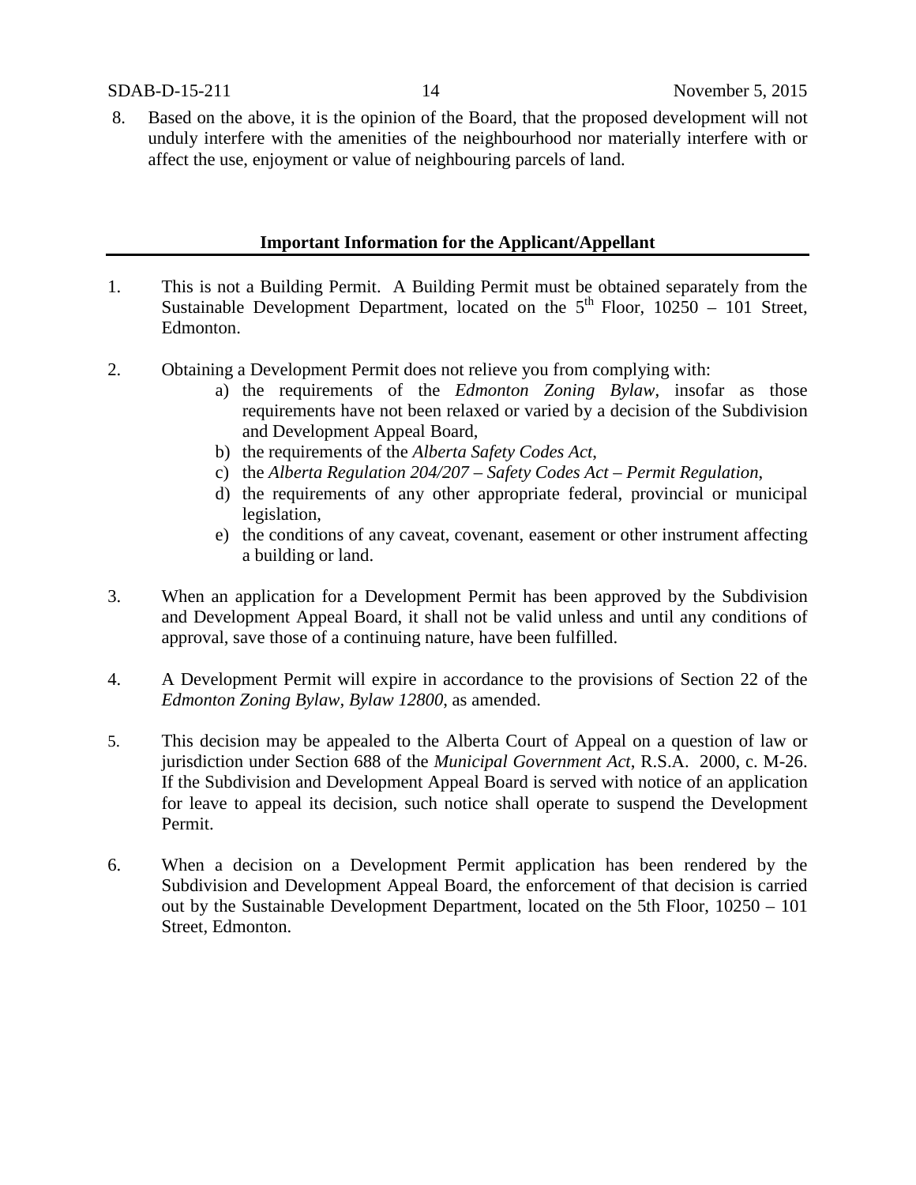8. Based on the above, it is the opinion of the Board, that the proposed development will not unduly interfere with the amenities of the neighbourhood nor materially interfere with or affect the use, enjoyment or value of neighbouring parcels of land.

## Important Information for the Applicant/Appellant

1. This is not a Building Permit. A Building Permit must be obtained separately from the Sustainable Development Department, located on the 5th Floor, 10250 – 101 Street, Edmonton.

2. Obtaining a Development Permit does not relieve you from complying with:
   a) the requirements of the *Edmonton Zoning Bylaw*, insofar as those requirements have not been relaxed or varied by a decision of the Subdivision and Development Appeal Board,
   b) the requirements of the *Alberta Safety Codes Act*,
   c) the *Alberta Regulation 204/207 – Safety Codes Act – Permit Regulation*,
   d) the requirements of any other appropriate federal, provincial or municipal legislation,
   e) the conditions of any caveat, covenant, easement or other instrument affecting a building or land.

3. When an application for a Development Permit has been approved by the Subdivision and Development Appeal Board, it shall not be valid unless and until any conditions of approval, save those of a continuing nature, have been fulfilled.

4. A Development Permit will expire in accordance to the provisions of Section 22 of the *Edmonton Zoning Bylaw, Bylaw 12800*, as amended.

5. This decision may be appealed to the Alberta Court of Appeal on a question of law or jurisdiction under Section 688 of the *Municipal Government Act*, R.S.A. 2000, c. M-26. If the Subdivision and Development Appeal Board is served with notice of an application for leave to appeal its decision, such notice shall operate to suspend the Development Permit.

6. When a decision on a Development Permit application has been rendered by the Subdivision and Development Appeal Board, the enforcement of that decision is carried out by the Sustainable Development Department, located on the 5th Floor, 10250 – 101 Street, Edmonton.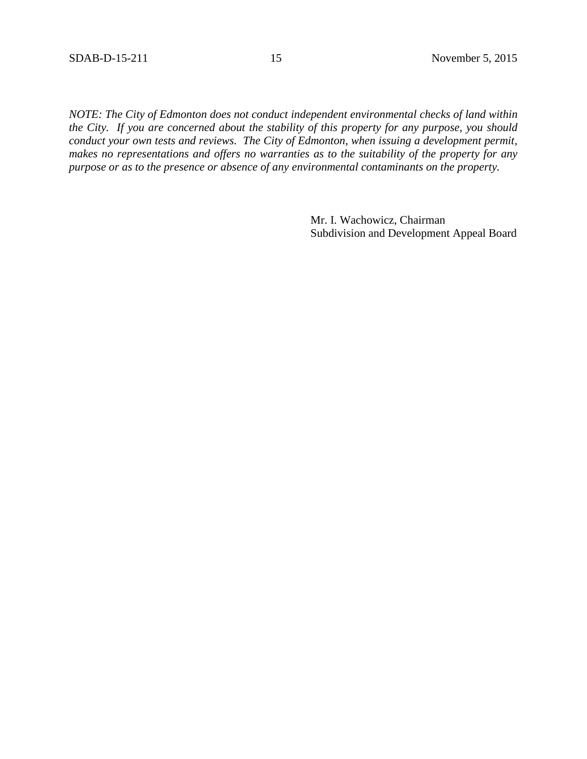*NOTE: The City of Edmonton does not conduct independent environmental checks of land within the City. If you are concerned about the stability of this property for any purpose, you should conduct your own tests and reviews. The City of Edmonton, when issuing a development permit, makes no representations and offers no warranties as to the suitability of the property for any purpose or as to the presence or absence of any environmental contaminants on the property.*

Mr. I. Wachowicz, Chairman
Subdivision and Development Appeal Board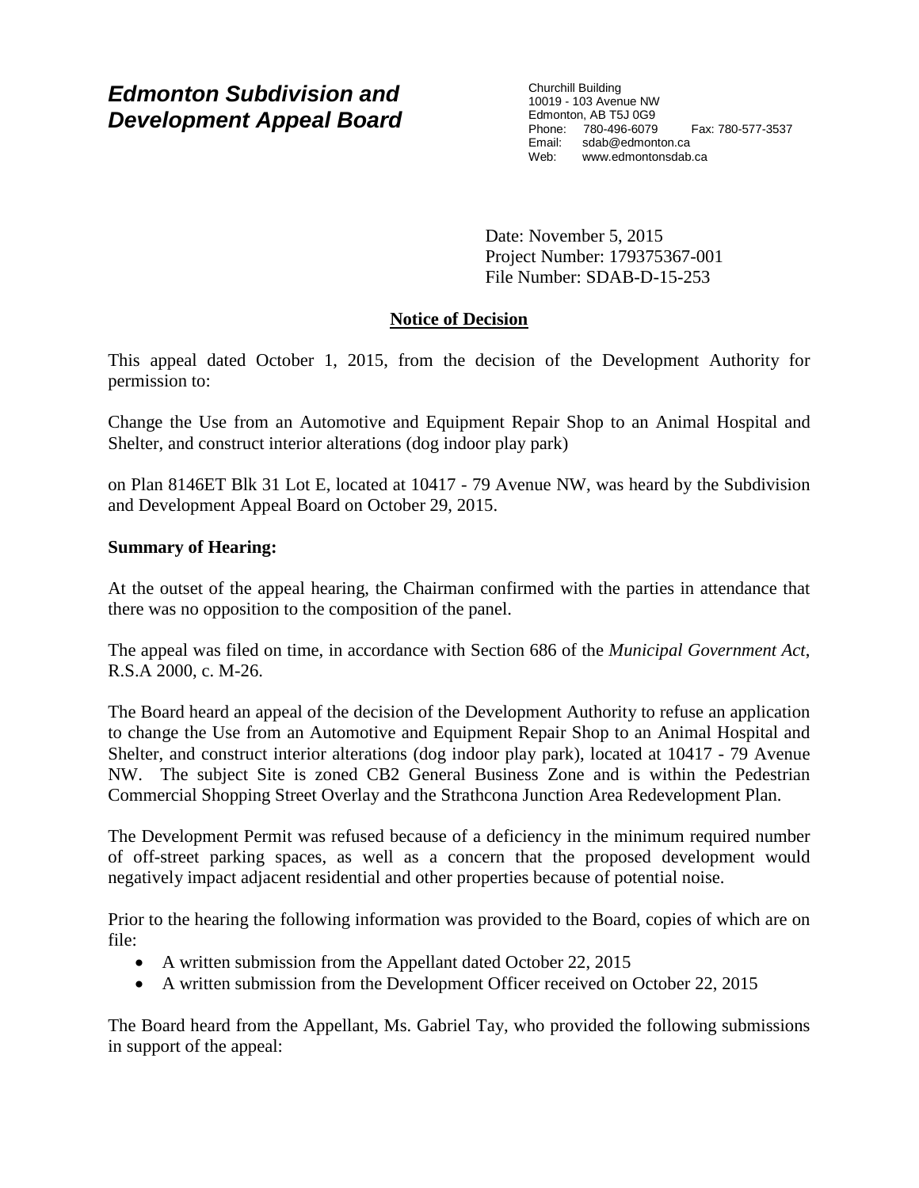# *Edmonton Subdivision and Development Appeal Board*

Churchill Building
10019 - 103 Avenue NW
Edmonton, AB T5J 0G9
Phone: 780-496-6079 Fax: 780-577-3537
Email: sdab@edmonton.ca
Web: www.edmontonsdab.ca

Date: November 5, 2015
Project Number: 179375367-001
File Number: SDAB-D-15-253

## Notice of Decision

This appeal dated October 1, 2015, from the decision of the Development Authority for permission to:

Change the Use from an Automotive and Equipment Repair Shop to an Animal Hospital and Shelter, and construct interior alterations (dog indoor play park)

on Plan 8146ET Blk 31 Lot E, located at 10417 - 79 Avenue NW, was heard by the Subdivision and Development Appeal Board on October 29, 2015.

**Summary of Hearing:**

At the outset of the appeal hearing, the Chairman confirmed with the parties in attendance that there was no opposition to the composition of the panel.

The appeal was filed on time, in accordance with Section 686 of the *Municipal Government Act*, R.S.A 2000, c. M-26.

The Board heard an appeal of the decision of the Development Authority to refuse an application to change the Use from an Automotive and Equipment Repair Shop to an Animal Hospital and Shelter, and construct interior alterations (dog indoor play park), located at 10417 - 79 Avenue NW. The subject Site is zoned CB2 General Business Zone and is within the Pedestrian Commercial Shopping Street Overlay and the Strathcona Junction Area Redevelopment Plan.

The Development Permit was refused because of a deficiency in the minimum required number of off-street parking spaces, as well as a concern that the proposed development would negatively impact adjacent residential and other properties because of potential noise.

Prior to the hearing the following information was provided to the Board, copies of which are on file:

- A written submission from the Appellant dated October 22, 2015
- A written submission from the Development Officer received on October 22, 2015

The Board heard from the Appellant, Ms. Gabriel Tay, who provided the following submissions in support of the appeal: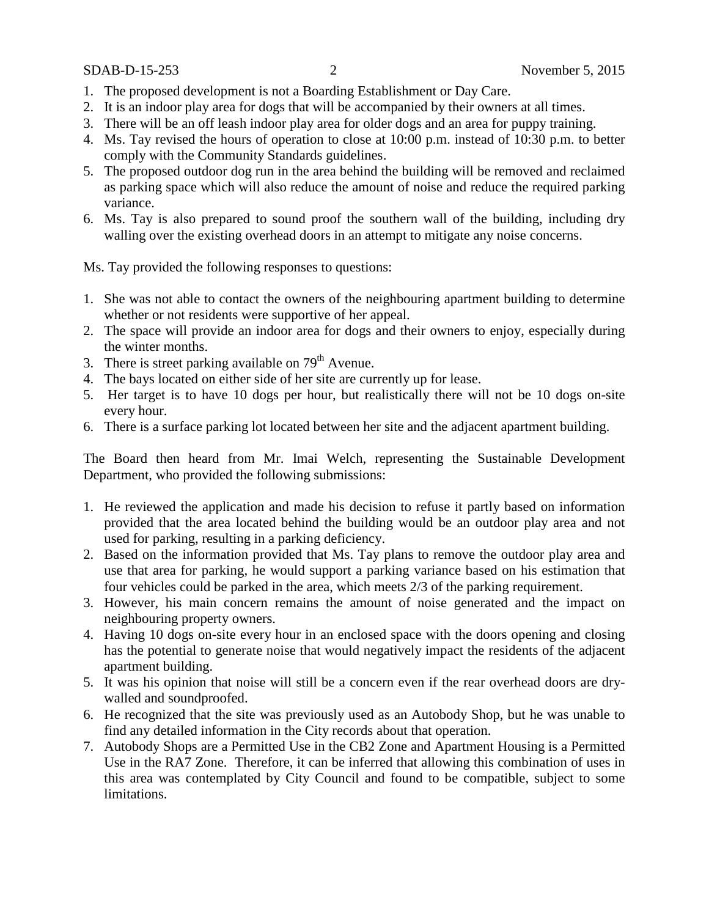1. The proposed development is not a Boarding Establishment or Day Care.
2. It is an indoor play area for dogs that will be accompanied by their owners at all times.
3. There will be an off leash indoor play area for older dogs and an area for puppy training.
4. Ms. Tay revised the hours of operation to close at 10:00 p.m. instead of 10:30 p.m. to better comply with the Community Standards guidelines.
5. The proposed outdoor dog run in the area behind the building will be removed and reclaimed as parking space which will also reduce the amount of noise and reduce the required parking variance.
6. Ms. Tay is also prepared to sound proof the southern wall of the building, including dry walling over the existing overhead doors in an attempt to mitigate any noise concerns.

Ms. Tay provided the following responses to questions:

1. She was not able to contact the owners of the neighbouring apartment building to determine whether or not residents were supportive of her appeal.
2. The space will provide an indoor area for dogs and their owners to enjoy, especially during the winter months.
3. There is street parking available on 79th Avenue.
4. The bays located on either side of her site are currently up for lease.
5. Her target is to have 10 dogs per hour, but realistically there will not be 10 dogs on-site every hour.
6. There is a surface parking lot located between her site and the adjacent apartment building.

The Board then heard from Mr. Imai Welch, representing the Sustainable Development Department, who provided the following submissions:

1. He reviewed the application and made his decision to refuse it partly based on information provided that the area located behind the building would be an outdoor play area and not used for parking, resulting in a parking deficiency.
2. Based on the information provided that Ms. Tay plans to remove the outdoor play area and use that area for parking, he would support a parking variance based on his estimation that four vehicles could be parked in the area, which meets 2/3 of the parking requirement.
3. However, his main concern remains the amount of noise generated and the impact on neighbouring property owners.
4. Having 10 dogs on-site every hour in an enclosed space with the doors opening and closing has the potential to generate noise that would negatively impact the residents of the adjacent apartment building.
5. It was his opinion that noise will still be a concern even if the rear overhead doors are dry-walled and soundproofed.
6. He recognized that the site was previously used as an Autobody Shop, but he was unable to find any detailed information in the City records about that operation.
7. Autobody Shops are a Permitted Use in the CB2 Zone and Apartment Housing is a Permitted Use in the RA7 Zone. Therefore, it can be inferred that allowing this combination of uses in this area was contemplated by City Council and found to be compatible, subject to some limitations.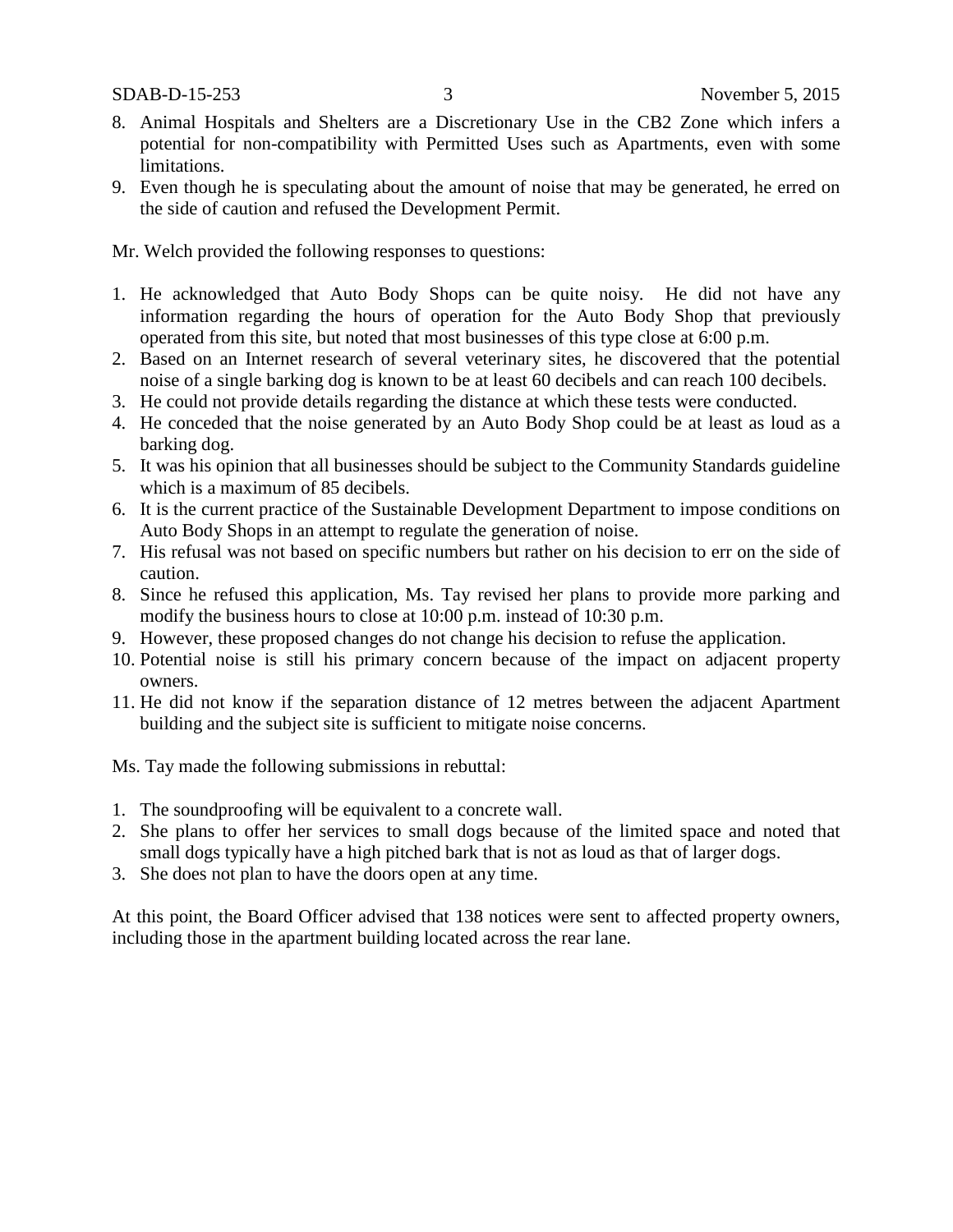8. Animal Hospitals and Shelters are a Discretionary Use in the CB2 Zone which infers a potential for non-compatibility with Permitted Uses such as Apartments, even with some limitations.
9. Even though he is speculating about the amount of noise that may be generated, he erred on the side of caution and refused the Development Permit.

Mr. Welch provided the following responses to questions:

1. He acknowledged that Auto Body Shops can be quite noisy. He did not have any information regarding the hours of operation for the Auto Body Shop that previously operated from this site, but noted that most businesses of this type close at 6:00 p.m.
2. Based on an Internet research of several veterinary sites, he discovered that the potential noise of a single barking dog is known to be at least 60 decibels and can reach 100 decibels.
3. He could not provide details regarding the distance at which these tests were conducted.
4. He conceded that the noise generated by an Auto Body Shop could be at least as loud as a barking dog.
5. It was his opinion that all businesses should be subject to the Community Standards guideline which is a maximum of 85 decibels.
6. It is the current practice of the Sustainable Development Department to impose conditions on Auto Body Shops in an attempt to regulate the generation of noise.
7. His refusal was not based on specific numbers but rather on his decision to err on the side of caution.
8. Since he refused this application, Ms. Tay revised her plans to provide more parking and modify the business hours to close at 10:00 p.m. instead of 10:30 p.m.
9. However, these proposed changes do not change his decision to refuse the application.
10. Potential noise is still his primary concern because of the impact on adjacent property owners.
11. He did not know if the separation distance of 12 metres between the adjacent Apartment building and the subject site is sufficient to mitigate noise concerns.

Ms. Tay made the following submissions in rebuttal:

1. The soundproofing will be equivalent to a concrete wall.
2. She plans to offer her services to small dogs because of the limited space and noted that small dogs typically have a high pitched bark that is not as loud as that of larger dogs.
3. She does not plan to have the doors open at any time.

At this point, the Board Officer advised that 138 notices were sent to affected property owners, including those in the apartment building located across the rear lane.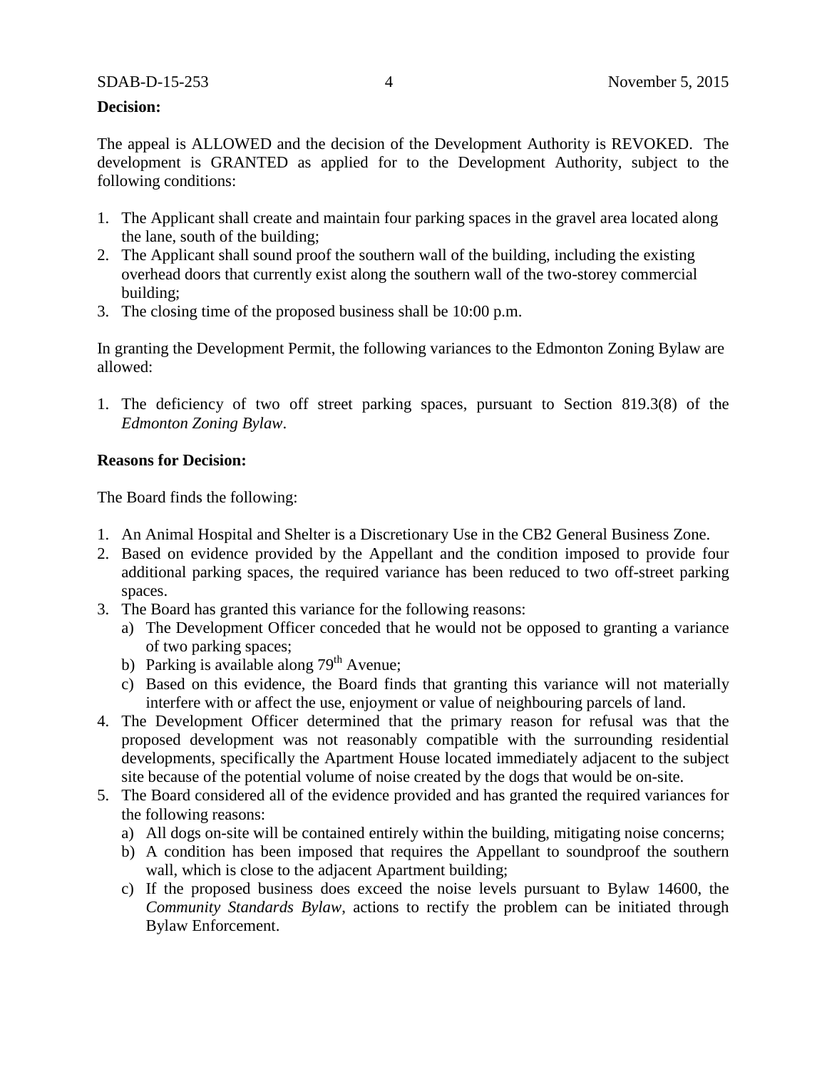**Decision:**

The appeal is ALLOWED and the decision of the Development Authority is REVOKED. The development is GRANTED as applied for to the Development Authority, subject to the following conditions:

1. The Applicant shall create and maintain four parking spaces in the gravel area located along the lane, south of the building;
2. The Applicant shall sound proof the southern wall of the building, including the existing overhead doors that currently exist along the southern wall of the two-storey commercial building;
3. The closing time of the proposed business shall be 10:00 p.m.

In granting the Development Permit, the following variances to the Edmonton Zoning Bylaw are allowed:

1. The deficiency of two off street parking spaces, pursuant to Section 819.3(8) of the *Edmonton Zoning Bylaw*.

**Reasons for Decision:**

The Board finds the following:

1. An Animal Hospital and Shelter is a Discretionary Use in the CB2 General Business Zone.
2. Based on evidence provided by the Appellant and the condition imposed to provide four additional parking spaces, the required variance has been reduced to two off-street parking spaces.
3. The Board has granted this variance for the following reasons:
   a) The Development Officer conceded that he would not be opposed to granting a variance of two parking spaces;
   b) Parking is available along 79th Avenue;
   c) Based on this evidence, the Board finds that granting this variance will not materially interfere with or affect the use, enjoyment or value of neighbouring parcels of land.
4. The Development Officer determined that the primary reason for refusal was that the proposed development was not reasonably compatible with the surrounding residential developments, specifically the Apartment House located immediately adjacent to the subject site because of the potential volume of noise created by the dogs that would be on-site.
5. The Board considered all of the evidence provided and has granted the required variances for the following reasons:
   a) All dogs on-site will be contained entirely within the building, mitigating noise concerns;
   b) A condition has been imposed that requires the Appellant to soundproof the southern wall, which is close to the adjacent Apartment building;
   c) If the proposed business does exceed the noise levels pursuant to Bylaw 14600, the *Community Standards Bylaw*, actions to rectify the problem can be initiated through Bylaw Enforcement.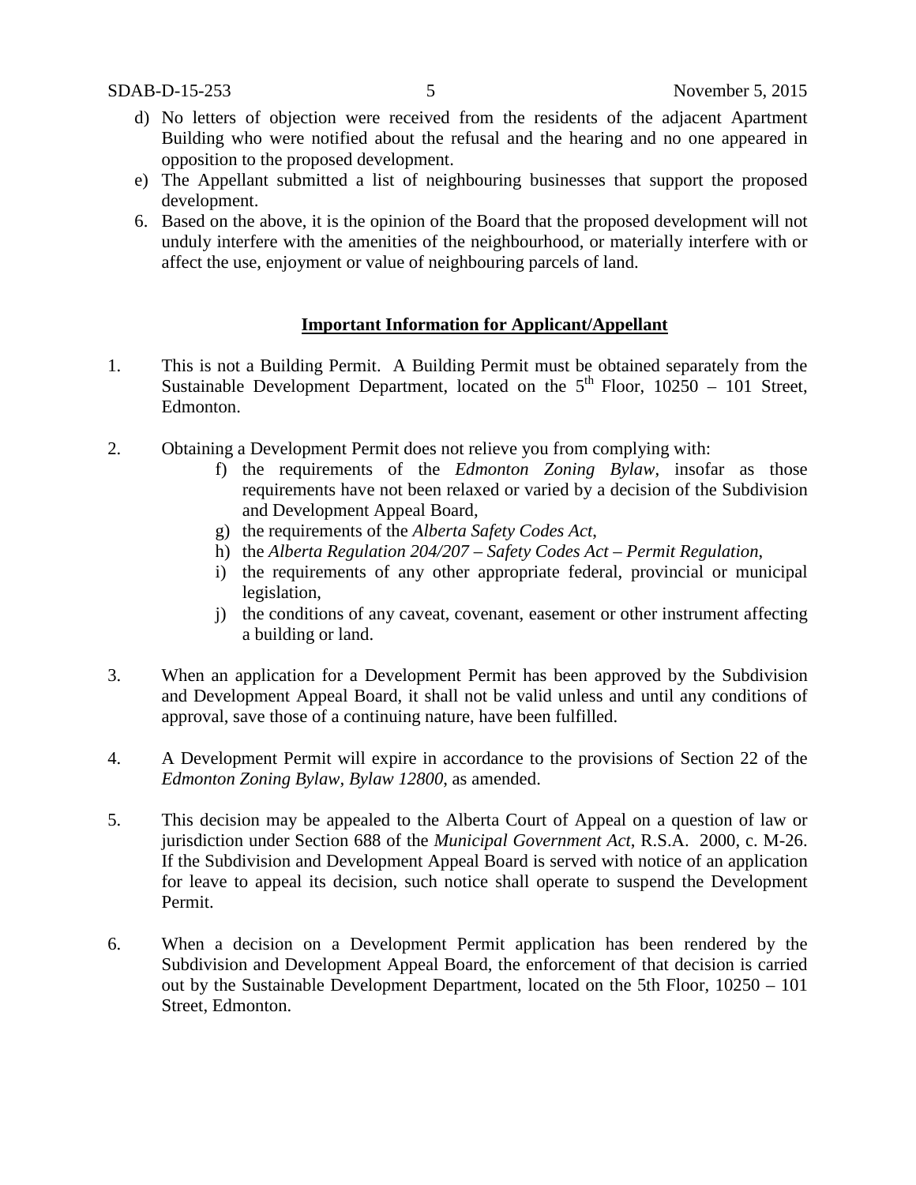d) No letters of objection were received from the residents of the adjacent Apartment Building who were notified about the refusal and the hearing and no one appeared in opposition to the proposed development.
e) The Appellant submitted a list of neighbouring businesses that support the proposed development.

6. Based on the above, it is the opinion of the Board that the proposed development will not unduly interfere with the amenities of the neighbourhood, or materially interfere with or affect the use, enjoyment or value of neighbouring parcels of land.

**Important Information for Applicant/Appellant**

1. This is not a Building Permit. A Building Permit must be obtained separately from the Sustainable Development Department, located on the 5th Floor, 10250 – 101 Street, Edmonton.

2. Obtaining a Development Permit does not relieve you from complying with:
   f) the requirements of the *Edmonton Zoning Bylaw*, insofar as those requirements have not been relaxed or varied by a decision of the Subdivision and Development Appeal Board,
   g) the requirements of the *Alberta Safety Codes Act*,
   h) the *Alberta Regulation 204/207 – Safety Codes Act – Permit Regulation*,
   i) the requirements of any other appropriate federal, provincial or municipal legislation,
   j) the conditions of any caveat, covenant, easement or other instrument affecting a building or land.

3. When an application for a Development Permit has been approved by the Subdivision and Development Appeal Board, it shall not be valid unless and until any conditions of approval, save those of a continuing nature, have been fulfilled.

4. A Development Permit will expire in accordance to the provisions of Section 22 of the *Edmonton Zoning Bylaw, Bylaw 12800*, as amended.

5. This decision may be appealed to the Alberta Court of Appeal on a question of law or jurisdiction under Section 688 of the *Municipal Government Act*, R.S.A. 2000, c. M-26. If the Subdivision and Development Appeal Board is served with notice of an application for leave to appeal its decision, such notice shall operate to suspend the Development Permit.

6. When a decision on a Development Permit application has been rendered by the Subdivision and Development Appeal Board, the enforcement of that decision is carried out by the Sustainable Development Department, located on the 5th Floor, 10250 – 101 Street, Edmonton.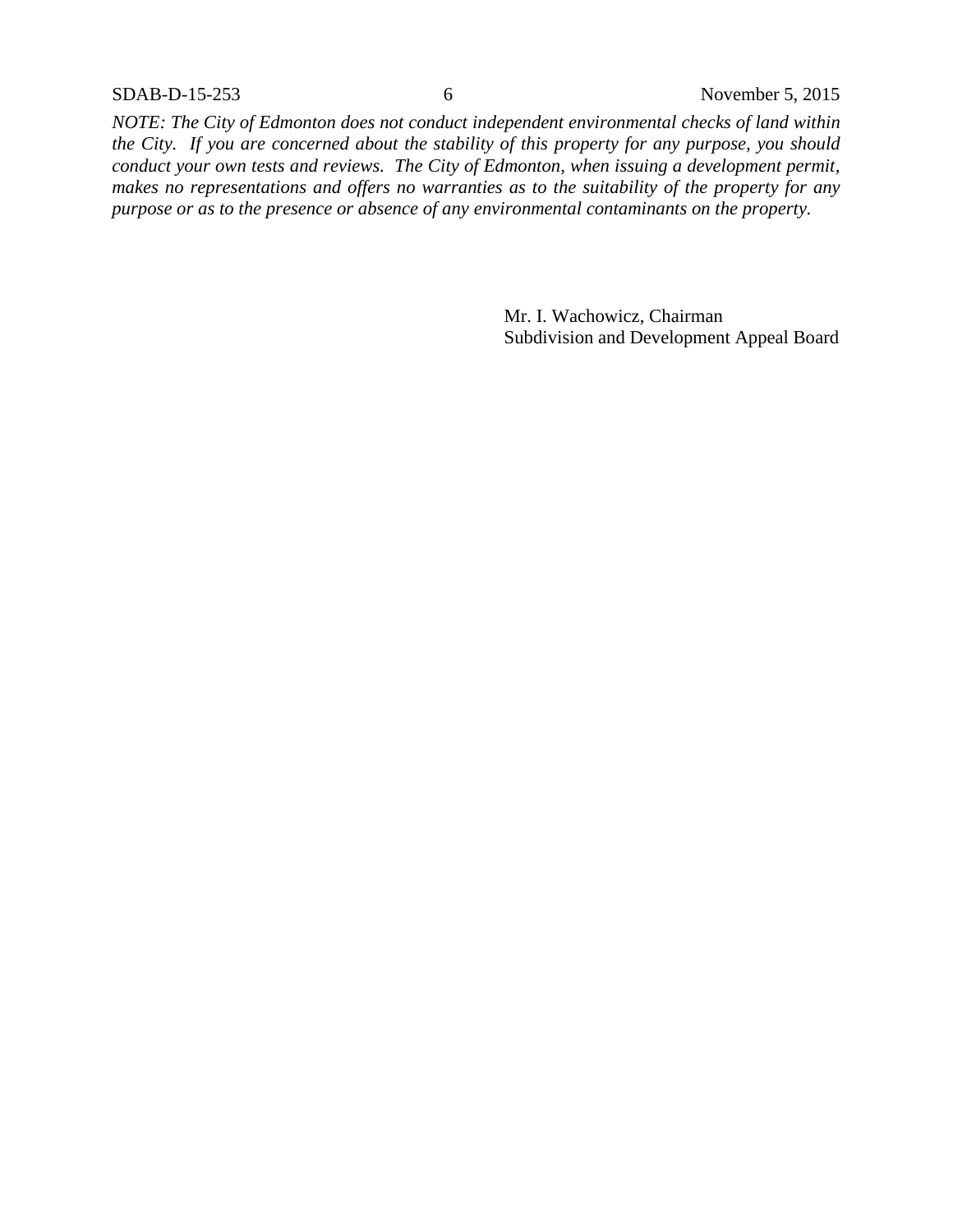*NOTE: The City of Edmonton does not conduct independent environmental checks of land within the City. If you are concerned about the stability of this property for any purpose, you should conduct your own tests and reviews. The City of Edmonton, when issuing a development permit, makes no representations and offers no warranties as to the suitability of the property for any purpose or as to the presence or absence of any environmental contaminants on the property.*

Mr. I. Wachowicz, Chairman
Subdivision and Development Appeal Board